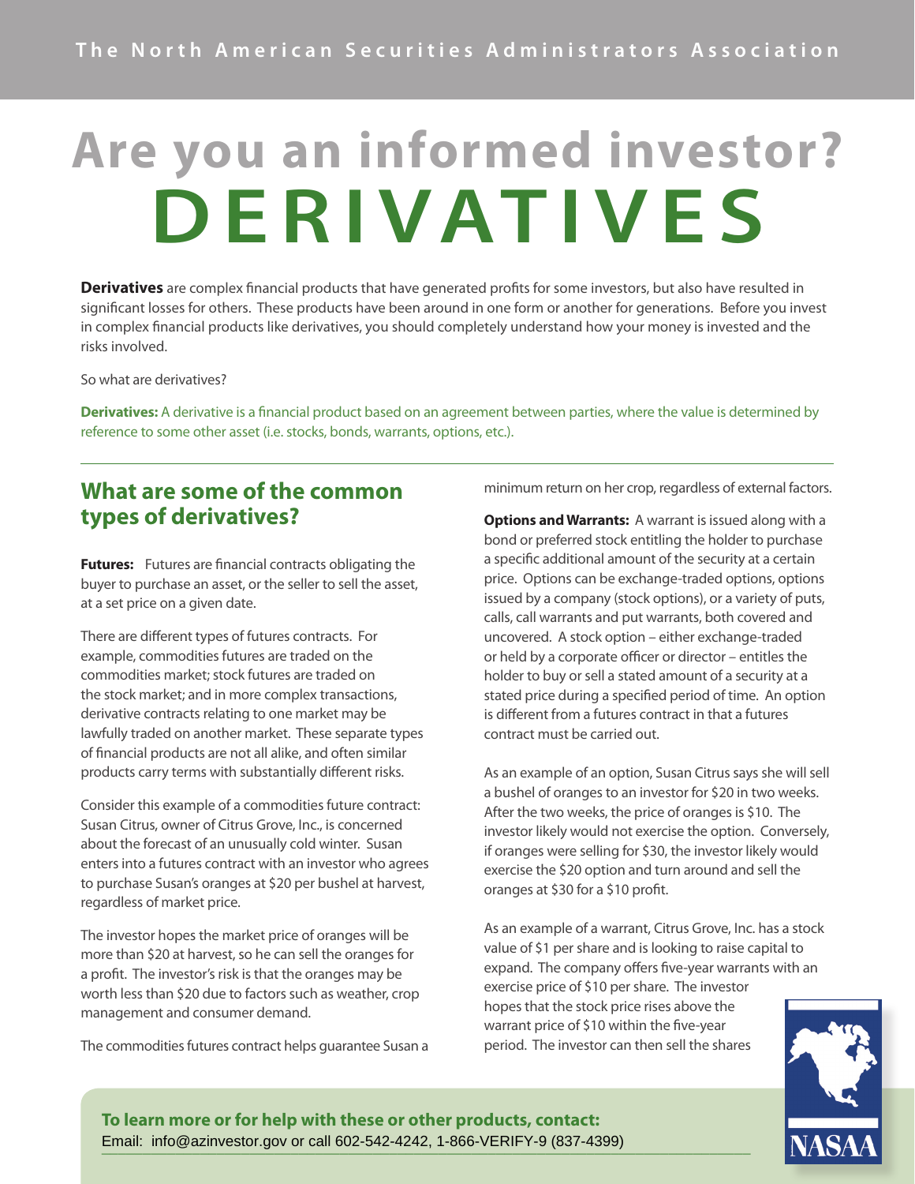The North American Securities Administrators Association

# Are you an informed investor?
# DERIVATIVES

**Derivatives** are complex financial products that have generated profits for some investors, but also have resulted in significant losses for others. These products have been around in one form or another for generations. Before you invest in complex financial products like derivatives, you should completely understand how your money is invested and the risks involved.

So what are derivatives?

**Derivatives:** A derivative is a financial product based on an agreement between parties, where the value is determined by reference to some other asset (i.e. stocks, bonds, warrants, options, etc.).

---

## What are some of the common types of derivatives?

**Futures:** Futures are financial contracts obligating the buyer to purchase an asset, or the seller to sell the asset, at a set price on a given date.

There are different types of futures contracts. For example, commodities futures are traded on the commodities market; stock futures are traded on the stock market; and in more complex transactions, derivative contracts relating to one market may be lawfully traded on another market. These separate types of financial products are not all alike, and often similar products carry terms with substantially different risks.

Consider this example of a commodities future contract: Susan Citrus, owner of Citrus Grove, Inc., is concerned about the forecast of an unusually cold winter. Susan enters into a futures contract with an investor who agrees to purchase Susan's oranges at $20 per bushel at harvest, regardless of market price.

The investor hopes the market price of oranges will be more than $20 at harvest, so he can sell the oranges for a profit. The investor's risk is that the oranges may be worth less than $20 due to factors such as weather, crop management and consumer demand.

The commodities futures contract helps guarantee Susan a minimum return on her crop, regardless of external factors.

**Options and Warrants:** A warrant is issued along with a bond or preferred stock entitling the holder to purchase a specific additional amount of the security at a certain price. Options can be exchange-traded options, options issued by a company (stock options), or a variety of puts, calls, call warrants and put warrants, both covered and uncovered. A stock option – either exchange-traded or held by a corporate officer or director – entitles the holder to buy or sell a stated amount of a security at a stated price during a specified period of time. An option is different from a futures contract in that a futures contract must be carried out.

As an example of an option, Susan Citrus says she will sell a bushel of oranges to an investor for $20 in two weeks. After the two weeks, the price of oranges is $10. The investor likely would not exercise the option. Conversely, if oranges were selling for $30, the investor likely would exercise the $20 option and turn around and sell the oranges at $30 for a $10 profit.

As an example of a warrant, Citrus Grove, Inc. has a stock value of $1 per share and is looking to raise capital to expand. The company offers five-year warrants with an exercise price of $10 per share. The investor hopes that the stock price rises above the warrant price of $10 within the five-year period. The investor can then sell the shares

**To learn more or for help with these or other products, contact:**
Email: info@azinvestor.gov or call 602-542-4242, 1-866-VERIFY-9 (837-4399)

NASAA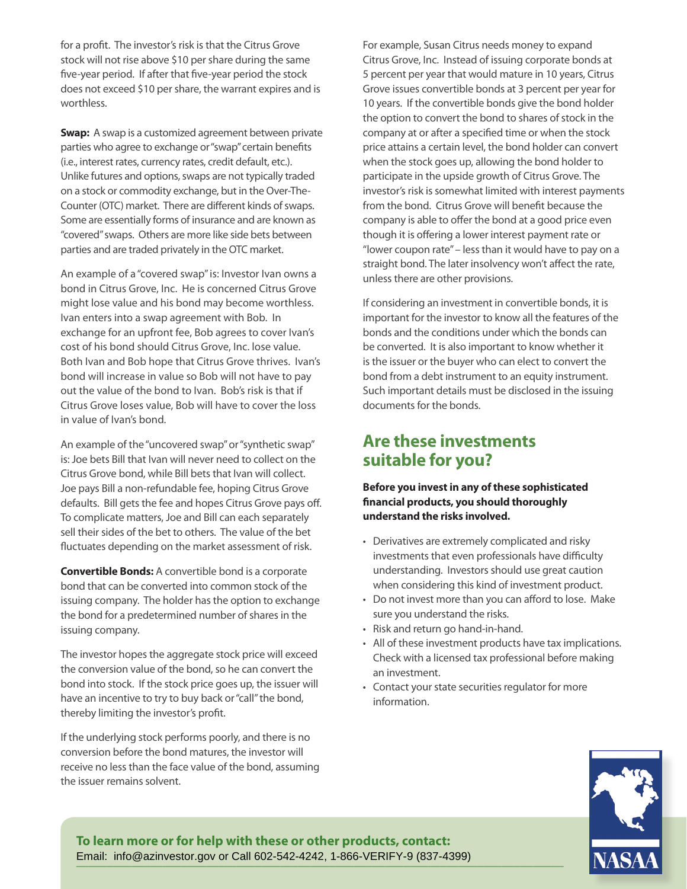for a profit. The investor's risk is that the Citrus Grove stock will not rise above $10 per share during the same five-year period. If after that five-year period the stock does not exceed $10 per share, the warrant expires and is worthless.

**Swap:** A swap is a customized agreement between private parties who agree to exchange or "swap" certain benefits (i.e., interest rates, currency rates, credit default, etc.). Unlike futures and options, swaps are not typically traded on a stock or commodity exchange, but in the Over-The-Counter (OTC) market. There are different kinds of swaps. Some are essentially forms of insurance and are known as "covered" swaps. Others are more like side bets between parties and are traded privately in the OTC market.

An example of a "covered swap" is: Investor Ivan owns a bond in Citrus Grove, Inc. He is concerned Citrus Grove might lose value and his bond may become worthless. Ivan enters into a swap agreement with Bob. In exchange for an upfront fee, Bob agrees to cover Ivan's cost of his bond should Citrus Grove, Inc. lose value. Both Ivan and Bob hope that Citrus Grove thrives. Ivan's bond will increase in value so Bob will not have to pay out the value of the bond to Ivan. Bob's risk is that if Citrus Grove loses value, Bob will have to cover the loss in value of Ivan's bond.

An example of the "uncovered swap" or "synthetic swap" is: Joe bets Bill that Ivan will never need to collect on the Citrus Grove bond, while Bill bets that Ivan will collect. Joe pays Bill a non-refundable fee, hoping Citrus Grove defaults. Bill gets the fee and hopes Citrus Grove pays off. To complicate matters, Joe and Bill can each separately sell their sides of the bet to others. The value of the bet fluctuates depending on the market assessment of risk.

**Convertible Bonds:** A convertible bond is a corporate bond that can be converted into common stock of the issuing company. The holder has the option to exchange the bond for a predetermined number of shares in the issuing company.

The investor hopes the aggregate stock price will exceed the conversion value of the bond, so he can convert the bond into stock. If the stock price goes up, the issuer will have an incentive to try to buy back or "call" the bond, thereby limiting the investor's profit.

If the underlying stock performs poorly, and there is no conversion before the bond matures, the investor will receive no less than the face value of the bond, assuming the issuer remains solvent.

For example, Susan Citrus needs money to expand Citrus Grove, Inc. Instead of issuing corporate bonds at 5 percent per year that would mature in 10 years, Citrus Grove issues convertible bonds at 3 percent per year for 10 years. If the convertible bonds give the bond holder the option to convert the bond to shares of stock in the company at or after a specified time or when the stock price attains a certain level, the bond holder can convert when the stock goes up, allowing the bond holder to participate in the upside growth of Citrus Grove. The investor's risk is somewhat limited with interest payments from the bond. Citrus Grove will benefit because the company is able to offer the bond at a good price even though it is offering a lower interest payment rate or "lower coupon rate" – less than it would have to pay on a straight bond. The later insolvency won't affect the rate, unless there are other provisions.

If considering an investment in convertible bonds, it is important for the investor to know all the features of the bonds and the conditions under which the bonds can be converted. It is also important to know whether it is the issuer or the buyer who can elect to convert the bond from a debt instrument to an equity instrument. Such important details must be disclosed in the issuing documents for the bonds.

## Are these investments suitable for you?

**Before you invest in any of these sophisticated financial products, you should thoroughly understand the risks involved.**

- Derivatives are extremely complicated and risky investments that even professionals have difficulty understanding. Investors should use great caution when considering this kind of investment product.
- Do not invest more than you can afford to lose. Make sure you understand the risks.
- Risk and return go hand-in-hand.
- All of these investment products have tax implications. Check with a licensed tax professional before making an investment.
- Contact your state securities regulator for more information.

**To learn more or for help with these or other products, contact:**
Email: info@azinvestor.gov or Call 602-542-4242, 1-866-VERIFY-9 (837-4399)

NASAA